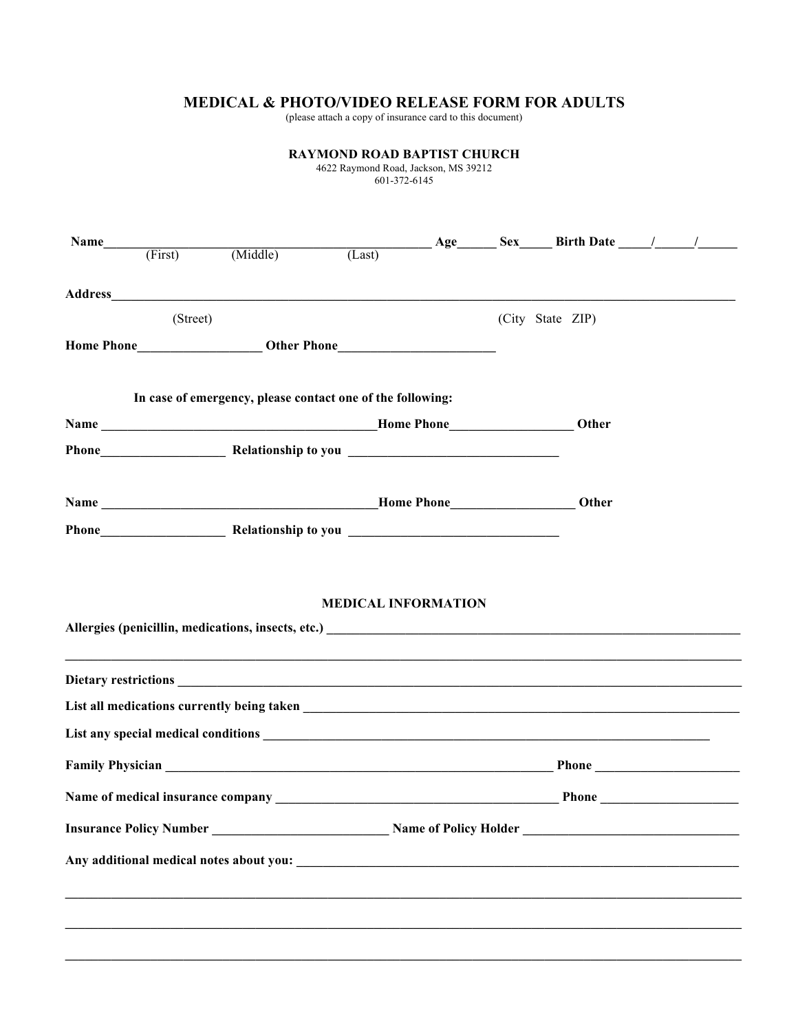# MEDICAL & PHOTO/VIDEO RELEASE FORM FOR ADULTS

(please attach a copy of insurance card to this document)

**RAYMOND ROAD BAPTIST CHURCH**

4622 Raymond Road, Jackson, MS 39212

601-372-6145

**Name**_______________________________________________ **Age**_____ **Sex**____ **Birth Date** ____/_____/_____

(First) (Middle) (Last)

**Address**________________________________________________________________________________________

(Street) (City State ZIP)

**Home Phone**_________________ **Other Phone**______________________

**In case of emergency, please contact one of the following:**

**Name** _______________________________________**Home Phone**_________________ **Other**

**Phone**_________________ **Relationship to you** ______________________________

**Name** _______________________________________**Home Phone**_________________ **Other**

**Phone**_________________ **Relationship to you** ______________________________

## MEDICAL INFORMATION

**Allergies (penicillin, medications, insects, etc.)** ______________________________________________________________

________________________________________________________________________________________________

**Dietary restrictions** _______________________________________________________________________________

**List all medications currently being taken** _______________________________________________________________

**List any special medical conditions** ________________________________________________________________

**Family Physician** ____________________________________________________ **Phone** ____________________

**Name of medical insurance company** ________________________________________ **Phone** ___________________

**Insurance Policy Number** _________________________ **Name of Policy Holder** ______________________________

**Any additional medical notes about you:** ______________________________________________________________

________________________________________________________________________________________________

________________________________________________________________________________________________

________________________________________________________________________________________________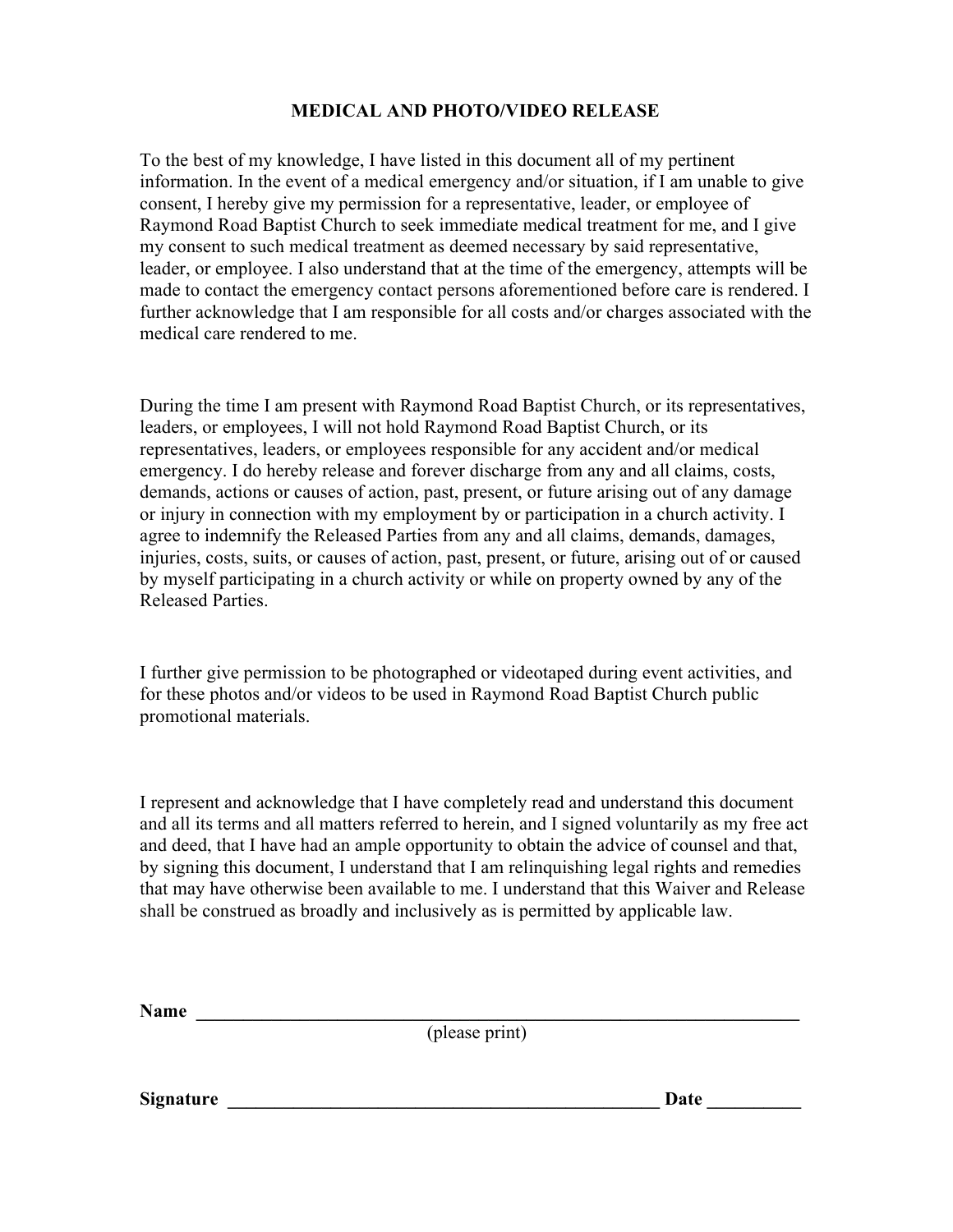## MEDICAL AND PHOTO/VIDEO RELEASE

To the best of my knowledge, I have listed in this document all of my pertinent information. In the event of a medical emergency and/or situation, if I am unable to give consent, I hereby give my permission for a representative, leader, or employee of Raymond Road Baptist Church to seek immediate medical treatment for me, and I give my consent to such medical treatment as deemed necessary by said representative, leader, or employee. I also understand that at the time of the emergency, attempts will be made to contact the emergency contact persons aforementioned before care is rendered. I further acknowledge that I am responsible for all costs and/or charges associated with the medical care rendered to me.

During the time I am present with Raymond Road Baptist Church, or its representatives, leaders, or employees, I will not hold Raymond Road Baptist Church, or its representatives, leaders, or employees responsible for any accident and/or medical emergency. I do hereby release and forever discharge from any and all claims, costs, demands, actions or causes of action, past, present, or future arising out of any damage or injury in connection with my employment by or participation in a church activity. I agree to indemnify the Released Parties from any and all claims, demands, damages, injuries, costs, suits, or causes of action, past, present, or future, arising out of or caused by myself participating in a church activity or while on property owned by any of the Released Parties.

I further give permission to be photographed or videotaped during event activities, and for these photos and/or videos to be used in Raymond Road Baptist Church public promotional materials.

I represent and acknowledge that I have completely read and understand this document and all its terms and all matters referred to herein, and I signed voluntarily as my free act and deed, that I have had an ample opportunity to obtain the advice of counsel and that, by signing this document, I understand that I am relinquishing legal rights and remedies that may have otherwise been available to me. I understand that this Waiver and Release shall be construed as broadly and inclusively as is permitted by applicable law.

**Name** ________________________________________________________________
(please print)

**Signature** _______________________________________________ **Date** __________